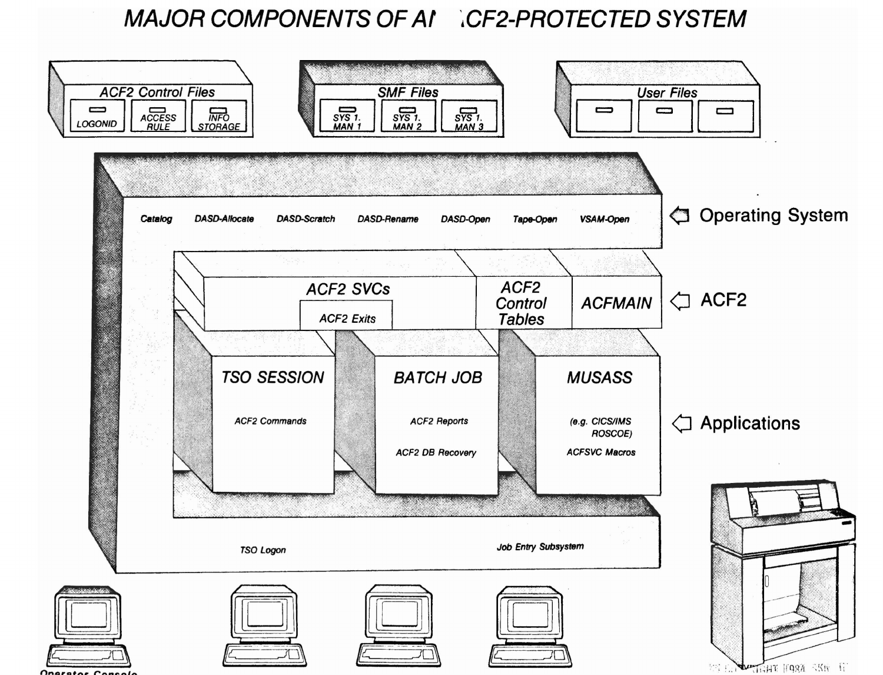# MAJOR COMPONENTS OF AN ACF2-PROTECTED SYSTEM

ACF2 Control Files

LOGONID

ACCESS RULE

INFO STORAGE

SMF Files

SYS 1. MAN 1

SYS 1. MAN 2

SYS 1. MAN 3

User Files

Catalog DASD-Allocate DASD-Scratch DASD-Rename DASD-Open Tape-Open VSAM-Open

Operating System

ACF2 SVCs

ACF2 Exits

ACF2 Control Tables

ACFMAIN

ACF2

TSO SESSION

ACF2 Commands

BATCH JOB

ACF2 Reports

ACF2 DB Recovery

MUSASS

(e.g. CICS/IMS ROSCOE)

ACFSVC Macros

Applications

TSO Logon

Job Entry Subsystem

Operator Console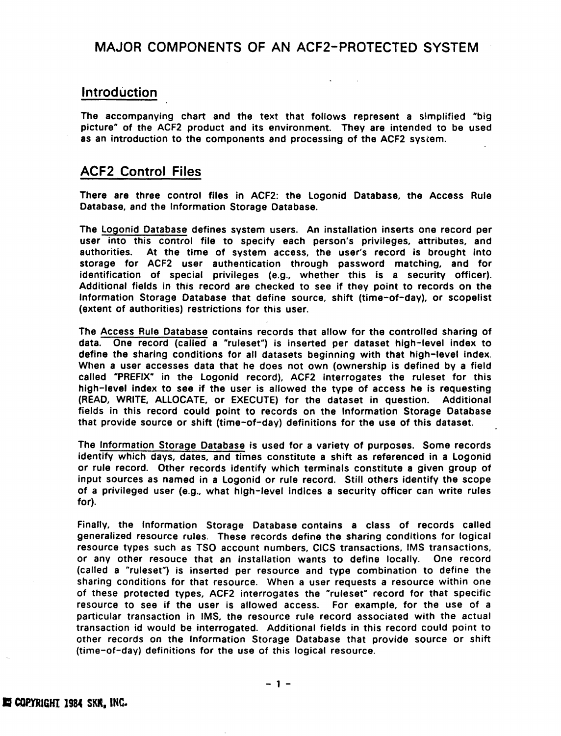# MAJOR COMPONENTS OF AN ACF2-PROTECTED SYSTEM

## Introduction

The accompanying chart and the text that follows represent a simplified "big picture" of the ACF2 product and its environment. They are intended to be used as an introduction to the components and processing of the ACF2 system.

## ACF2 Control Files

There are three control files in ACF2: the Logonid Database, the Access Rule Database, and the Information Storage Database.

The Logonid Database defines system users. An installation inserts one record per user into this control file to specify each person's privileges, attributes, and authorities. At the time of system access, the user's record is brought into storage for ACF2 user authentication through password matching, and for identification of special privileges (e.g., whether this is a security officer). Additional fields in this record are checked to see if they point to records on the Information Storage Database that define source, shift (time-of-day), or scopelist (extent of authorities) restrictions for this user.

The Access Rule Database contains records that allow for the controlled sharing of data. One record (called a "ruleset") is inserted per dataset high-level index to define the sharing conditions for all datasets beginning with that high-level index. When a user accesses data that he does not own (ownership is defined by a field called "PREFIX" in the Logonid record), ACF2 interrogates the ruleset for this high-level index to see if the user is allowed the type of access he is requesting (READ, WRITE, ALLOCATE, or EXECUTE) for the dataset in question. Additional fields in this record could point to records on the Information Storage Database that provide source or shift (time-of-day) definitions for the use of this dataset.

The Information Storage Database is used for a variety of purposes. Some records identify which days, dates, and times constitute a shift as referenced in a Logonid or rule record. Other records identify which terminals constitute a given group of input sources as named in a Logonid or rule record. Still others identify the scope of a privileged user (e.g., what high-level indices a security officer can write rules for).

Finally, the Information Storage Database contains a class of records called generalized resource rules. These records define the sharing conditions for logical resource types such as TSO account numbers, CICS transactions, IMS transactions, or any other resouce that an installation wants to define locally. One record (called a "ruleset") is inserted per resource and type combination to define the sharing conditions for that resource. When a user requests a resource within one of these protected types, ACF2 interrogates the "ruleset" record for that specific resource to see if the user is allowed access. For example, for the use of a particular transaction in IMS, the resource rule record associated with the actual transaction id would be interrogated. Additional fields in this record could point to other records on the Information Storage Database that provide source or shift (time-of-day) definitions for the use of this logical resource.

© COPYRIGHT 1984 SKK, INC.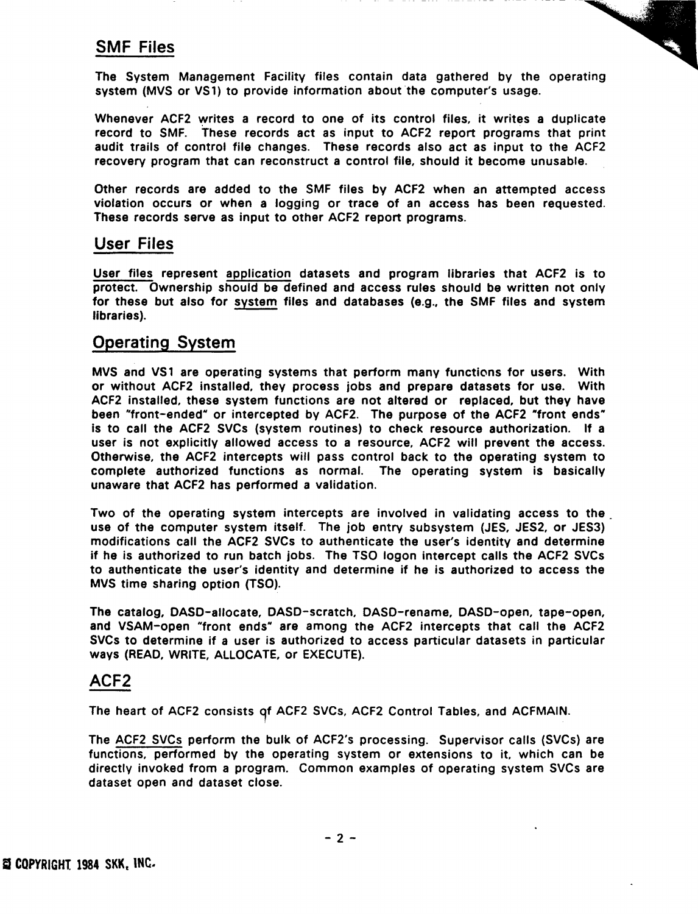## SMF Files

The System Management Facility files contain data gathered by the operating system (MVS or VS1) to provide information about the computer's usage.

Whenever ACF2 writes a record to one of its control files, it writes a duplicate record to SMF. These records act as input to ACF2 report programs that print audit trails of control file changes. These records also act as input to the ACF2 recovery program that can reconstruct a control file, should it become unusable.

Other records are added to the SMF files by ACF2 when an attempted access violation occurs or when a logging or trace of an access has been requested. These records serve as input to other ACF2 report programs.

## User Files

User files represent application datasets and program libraries that ACF2 is to protect. Ownership should be defined and access rules should be written not only for these but also for system files and databases (e.g., the SMF files and system libraries).

## Operating System

MVS and VS1 are operating systems that perform many functions for users. With or without ACF2 installed, they process jobs and prepare datasets for use. With ACF2 installed, these system functions are not altered or replaced, but they have been "front-ended" or intercepted by ACF2. The purpose of the ACF2 "front ends" is to call the ACF2 SVCs (system routines) to check resource authorization. If a user is not explicitly allowed access to a resource, ACF2 will prevent the access. Otherwise, the ACF2 intercepts will pass control back to the operating system to complete authorized functions as normal. The operating system is basically unaware that ACF2 has performed a validation.

Two of the operating system intercepts are involved in validating access to the use of the computer system itself. The job entry subsystem (JES, JES2, or JES3) modifications call the ACF2 SVCs to authenticate the user's identity and determine if he is authorized to run batch jobs. The TSO logon intercept calls the ACF2 SVCs to authenticate the user's identity and determine if he is authorized to access the MVS time sharing option (TSO).

The catalog, DASD-allocate, DASD-scratch, DASD-rename, DASD-open, tape-open, and VSAM-open "front ends" are among the ACF2 intercepts that call the ACF2 SVCs to determine if a user is authorized to access particular datasets in particular ways (READ, WRITE, ALLOCATE, or EXECUTE).

## ACF2

The heart of ACF2 consists of ACF2 SVCs, ACF2 Control Tables, and ACFMAIN.

The ACF2 SVCs perform the bulk of ACF2's processing. Supervisor calls (SVCs) are functions, performed by the operating system or extensions to it, which can be directly invoked from a program. Common examples of operating system SVCs are dataset open and dataset close.

© COPYRIGHT 1984 SKK, INC.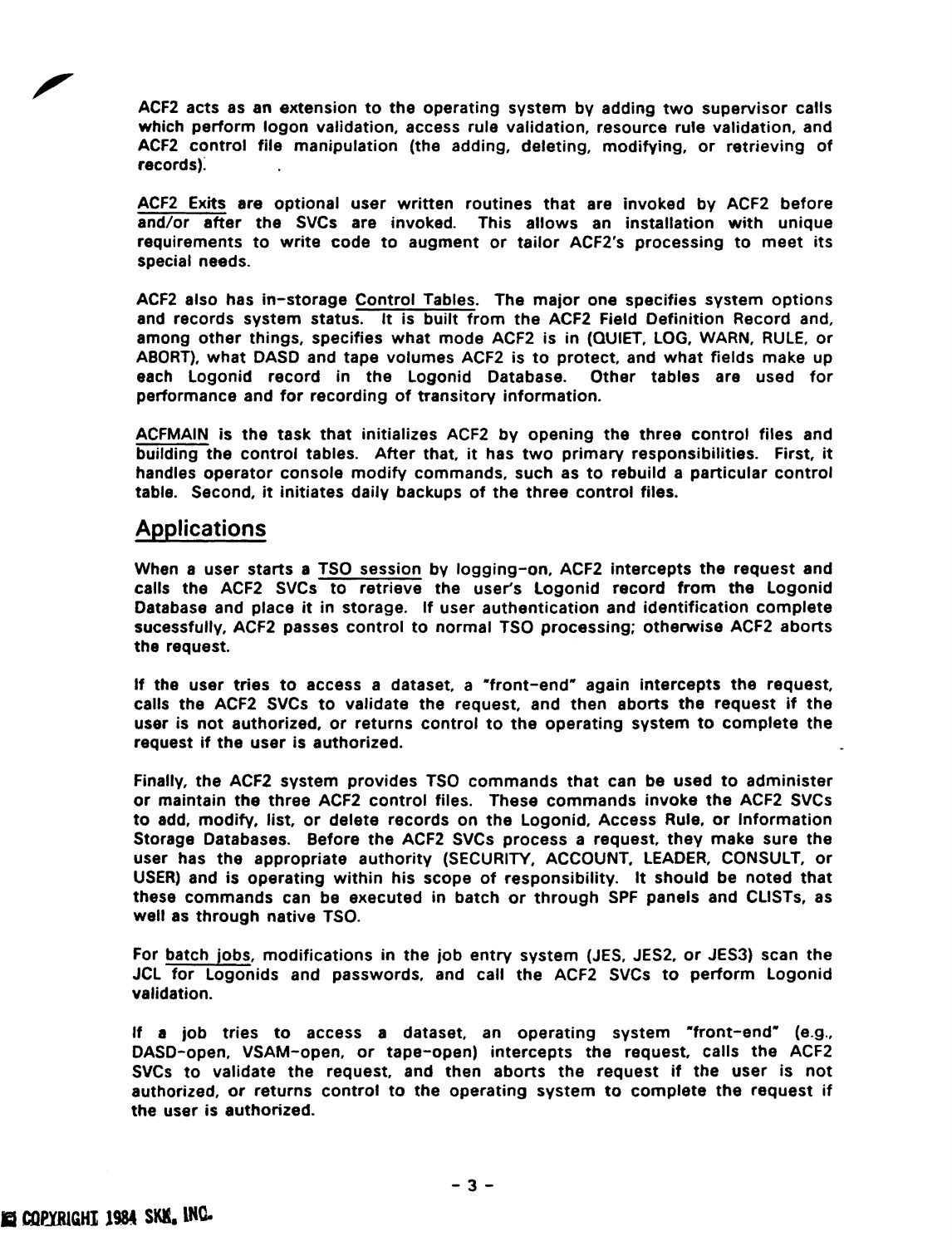ACF2 acts as an extension to the operating system by adding two supervisor calls which perform logon validation, access rule validation, resource rule validation, and ACF2 control file manipulation (the adding, deleting, modifying, or retrieving of records).

ACF2 Exits are optional user written routines that are invoked by ACF2 before and/or after the SVCs are invoked. This allows an installation with unique requirements to write code to augment or tailor ACF2's processing to meet its special needs.

ACF2 also has in-storage Control Tables. The major one specifies system options and records system status. It is built from the ACF2 Field Definition Record and, among other things, specifies what mode ACF2 is in (QUIET, LOG, WARN, RULE, or ABORT), what DASD and tape volumes ACF2 is to protect, and what fields make up each Logonid record in the Logonid Database. Other tables are used for performance and for recording of transitory information.

ACFMAIN is the task that initializes ACF2 by opening the three control files and building the control tables. After that, it has two primary responsibilities. First, it handles operator console modify commands, such as to rebuild a particular control table. Second, it initiates daily backups of the three control files.

## Applications

When a user starts a TSO session by logging-on, ACF2 intercepts the request and calls the ACF2 SVCs to retrieve the user's Logonid record from the Logonid Database and place it in storage. If user authentication and identification complete sucessfully, ACF2 passes control to normal TSO processing; otherwise ACF2 aborts the request.

If the user tries to access a dataset, a "front-end" again intercepts the request, calls the ACF2 SVCs to validate the request, and then aborts the request if the user is not authorized, or returns control to the operating system to complete the request if the user is authorized.

Finally, the ACF2 system provides TSO commands that can be used to administer or maintain the three ACF2 control files. These commands invoke the ACF2 SVCs to add, modify, list, or delete records on the Logonid, Access Rule, or Information Storage Databases. Before the ACF2 SVCs process a request, they make sure the user has the appropriate authority (SECURITY, ACCOUNT, LEADER, CONSULT, or USER) and is operating within his scope of responsibility. It should be noted that these commands can be executed in batch or through SPF panels and CLISTs, as well as through native TSO.

For batch jobs, modifications in the job entry system (JES, JES2, or JES3) scan the JCL for Logonids and passwords, and call the ACF2 SVCs to perform Logonid validation.

If a job tries to access a dataset, an operating system "front-end" (e.g., DASD-open, VSAM-open, or tape-open) intercepts the request, calls the ACF2 SVCs to validate the request, and then aborts the request if the user is not authorized, or returns control to the operating system to complete the request if the user is authorized.

© COPYRIGHT 1984 SKK, INC.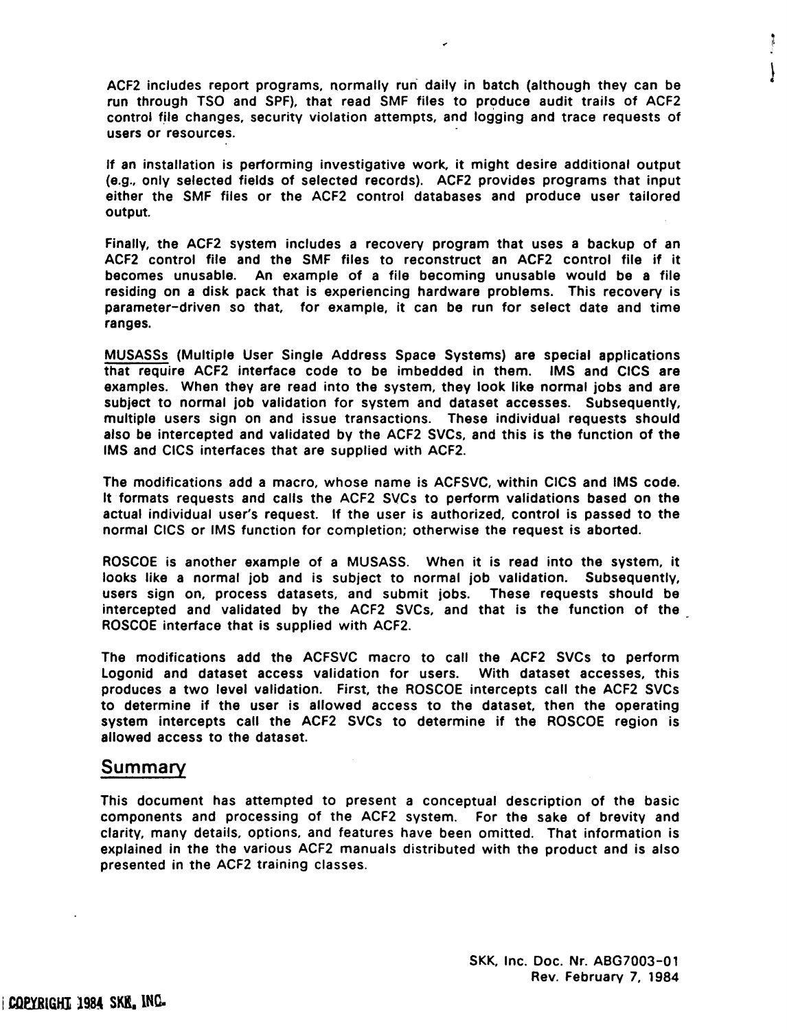ACF2 includes report programs, normally run daily in batch (although they can be run through TSO and SPF), that read SMF files to produce audit trails of ACF2 control file changes, security violation attempts, and logging and trace requests of users or resources.

If an installation is performing investigative work, it might desire additional output (e.g., only selected fields of selected records). ACF2 provides programs that input either the SMF files or the ACF2 control databases and produce user tailored output.

Finally, the ACF2 system includes a recovery program that uses a backup of an ACF2 control file and the SMF files to reconstruct an ACF2 control file if it becomes unusable. An example of a file becoming unusable would be a file residing on a disk pack that is experiencing hardware problems. This recovery is parameter-driven so that, for example, it can be run for select date and time ranges.

MUSASSs (Multiple User Single Address Space Systems) are special applications that require ACF2 interface code to be imbedded in them. IMS and CICS are examples. When they are read into the system, they look like normal jobs and are subject to normal job validation for system and dataset accesses. Subsequently, multiple users sign on and issue transactions. These individual requests should also be intercepted and validated by the ACF2 SVCs, and this is the function of the IMS and CICS interfaces that are supplied with ACF2.

The modifications add a macro, whose name is ACFSVC, within CICS and IMS code. It formats requests and calls the ACF2 SVCs to perform validations based on the actual individual user's request. If the user is authorized, control is passed to the normal CICS or IMS function for completion; otherwise the request is aborted.

ROSCOE is another example of a MUSASS. When it is read into the system, it looks like a normal job and is subject to normal job validation. Subsequently, users sign on, process datasets, and submit jobs. These requests should be intercepted and validated by the ACF2 SVCs, and that is the function of the ROSCOE interface that is supplied with ACF2.

The modifications add the ACFSVC macro to call the ACF2 SVCs to perform Logonid and dataset access validation for users. With dataset accesses, this produces a two level validation. First, the ROSCOE intercepts call the ACF2 SVCs to determine if the user is allowed access to the dataset, then the operating system intercepts call the ACF2 SVCs to determine if the ROSCOE region is allowed access to the dataset.

## Summary

This document has attempted to present a conceptual description of the basic components and processing of the ACF2 system. For the sake of brevity and clarity, many details, options, and features have been omitted. That information is explained in the the various ACF2 manuals distributed with the product and is also presented in the ACF2 training classes.

SKK, Inc. Doc. Nr. ABG7003-01
Rev. February 7, 1984

COPYRIGHT 1984 SKK, INC.